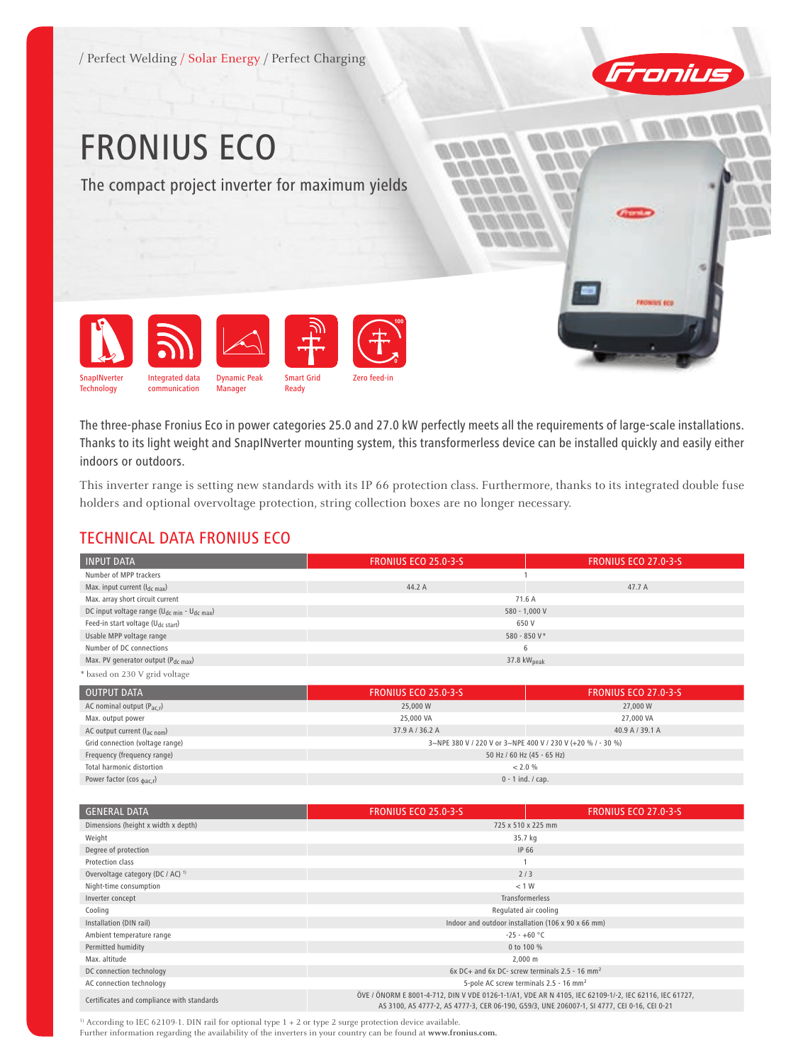/ Perfect Welding / Solar Energy / Perfect Charging

# FRONIUS ECO

## The compact project inverter for maximum yields

SnapINverter Technology · Integrated data communication · Dynamic Peak Manager · Smart Grid Ready · Zero feed-in

The three-phase Fronius Eco in power categories 25.0 and 27.0 kW perfectly meets all the requirements of large-scale installations. Thanks to its light weight and SnapINverter mounting system, this transformerless device can be installed quickly and easily either indoors or outdoors.

This inverter range is setting new standards with its IP 66 protection class. Furthermore, thanks to its integrated double fuse holders and optional overvoltage protection, string collection boxes are no longer necessary.

## TECHNICAL DATA FRONIUS ECO

| INPUT DATA | FRONIUS ECO 25.0-3-S | FRONIUS ECO 27.0-3-S |
|---|---|---|
| Number of MPP trackers | 1 | |
| Max. input current ($I_{dc\ max}$) | 44.2 A | 47.7 A |
| Max. array short circuit current | 71.6 A | |
| DC input voltage range ($U_{dc\ min}$ - $U_{dc\ max}$) | 580 - 1,000 V | |
| Feed-in start voltage ($U_{dc\ start}$) | 650 V | |
| Usable MPP voltage range | 580 - 850 V* | |
| Number of DC connections | 6 | |
| Max. PV generator output ($P_{dc\ max}$) | 37.8 $kW_{peak}$ | |

\* based on 230 V grid voltage

| OUTPUT DATA | FRONIUS ECO 25.0-3-S | FRONIUS ECO 27.0-3-S |
|---|---|---|
| AC nominal output ($P_{ac,r}$) | 25,000 W | 27,000 W |
| Max. output power | 25,000 VA | 27,000 VA |
| AC output current ($I_{ac\ nom}$) | 37.9 A / 36.2 A | 40.9 A / 39.1 A |
| Grid connection (voltage range) | 3~NPE 380 V / 220 V or 3~NPE 400 V / 230 V (+20 % / - 30 %) | |
| Frequency (frequency range) | 50 Hz / 60 Hz (45 - 65 Hz) | |
| Total harmonic distortion | < 2.0 % | |
| Power factor ($\cos \varphi_{ac,r}$) | 0 - 1 ind. / cap. | |

| GENERAL DATA | FRONIUS ECO 25.0-3-S | FRONIUS ECO 27.0-3-S |
|---|---|---|
| Dimensions (height x width x depth) | 725 x 510 x 225 mm | |
| Weight | 35.7 kg | |
| Degree of protection | IP 66 | |
| Protection class | 1 | |
| Overvoltage category (DC / AC) [1] | 2 / 3 | |
| Night-time consumption | < 1 W | |
| Inverter concept | Transformerless | |
| Cooling | Regulated air cooling | |
| Installation (DIN rail) | Indoor and outdoor installation (106 x 90 x 66 mm) | |
| Ambient temperature range | -25 - +60 °C | |
| Permitted humidity | 0 to 100 % | |
| Max. altitude | 2,000 m | |
| DC connection technology | 6x DC+ and 6x DC- screw terminals 2.5 - 16 mm² | |
| AC connection technology | 5-pole AC screw terminals 2.5 - 16 mm² | |
| Certificates and compliance with standards | ÖVE / ÖNORM E 8001-4-712, DIN V VDE 0126-1-1/A1, VDE AR N 4105, IEC 62109-1/-2, IEC 62116, IEC 61727, AS 3100, AS 4777-2, AS 4777-3, CER 06-190, G59/3, UNE 206007-1, SI 4777, CEI 0-16, CEI 0-21 | |

[1] According to IEC 62109-1. DIN rail for optional type 1 + 2 or type 2 surge protection device available.

Further information regarding the availability of the inverters in your country can be found at **www.fronius.com.**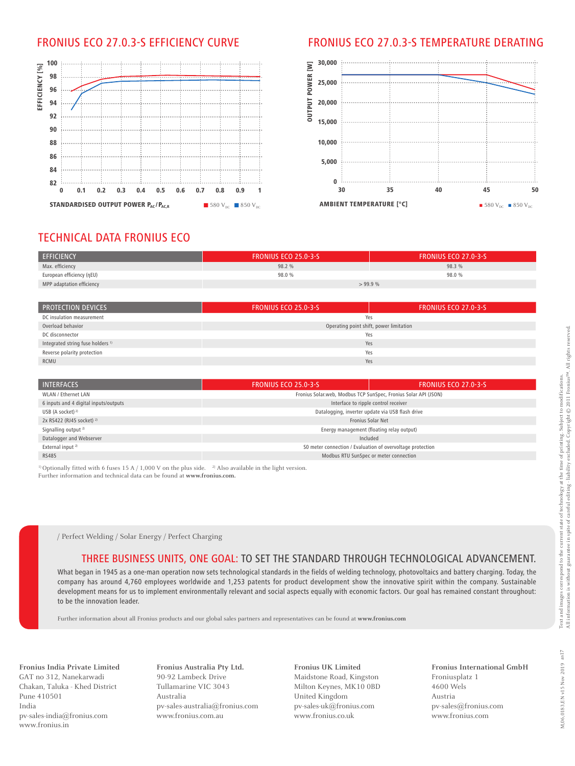## FRONIUS ECO 27.0.3-S EFFICIENCY CURVE

EFFICIENCY [%]

100
98
96
94
92
90
88
86
84
82

0 0.1 0.2 0.3 0.4 0.5 0.6 0.7 0.8 0.9 1

STANDARDISED OUTPUT POWER $P_{AC}/P_{AC,R}$

580 $V_{DC}$ 850 $V_{DC}$

## FRONIUS ECO 27.0.3-S TEMPERATURE DERATING

OUTPUT POWER [W]

30,000
25,000
20,000
15,000
10,000
5,000
0

30 35 40 45 50

AMBIENT TEMPERATURE [°C]

580 $V_{DC}$ 850 $V_{DC}$

## TECHNICAL DATA FRONIUS ECO

| EFFICIENCY | FRONIUS ECO 25.0-3-S | FRONIUS ECO 27.0-3-S |
|---|---|---|
| Max. efficiency | 98.2 % | 98.3 % |
| European efficiency (ηEU) | 98.0 % | 98.0 % |
| MPP adaptation efficiency | > 99.9 % | |

| PROTECTION DEVICES | FRONIUS ECO 25.0-3-S | FRONIUS ECO 27.0-3-S |
|---|---|---|
| DC insulation measurement | Yes | |
| Overload behavior | Operating point shift, power limitation | |
| DC disconnector | Yes | |
| Integrated string fuse holders [1] | Yes | |
| Reverse polarity protection | Yes | |
| RCMU | Yes | |

| INTERFACES | FRONIUS ECO 25.0-3-S | FRONIUS ECO 27.0-3-S |
|---|---|---|
| WLAN / Ethernet LAN | Fronius Solar.web, Modbus TCP SunSpec, Fronius Solar API (JSON) | |
| 6 inputs and 4 digital inputs/outputs | Interface to ripple control receiver | |
| USB (A socket) [2] | Datalogging, inverter update via USB flash drive | |
| 2x RS422 (RJ45 socket) [2] | Fronius Solar Net | |
| Signalling output [2] | Energy management (floating relay output) | |
| Datalogger and Webserver | Included | |
| External input [2] | S0 meter connection / Evaluation of overvoltage protection | |
| RS485 | Modbus RTU SunSpec or meter connection | |

[1] Optionally fitted with 6 fuses 15 A / 1,000 V on the plus side. [2] Also available in the light version.
Further information and technical data can be found at **www.fronius.com.**

/ Perfect Welding / Solar Energy / Perfect Charging

## THREE BUSINESS UNITS, ONE GOAL: TO SET THE STANDARD THROUGH TECHNOLOGICAL ADVANCEMENT.

What began in 1945 as a one-man operation now sets technological standards in the fields of welding technology, photovoltaics and battery charging. Today, the company has around 4,760 employees worldwide and 1,253 patents for product development show the innovative spirit within the company. Sustainable development means for us to implement environmentally relevant and social aspects equally with economic factors. Our goal has remained constant throughout: to be the innovation leader.

Further information about all Fronius products and our global sales partners and representatives can be found at **www.fronius.com**

Text and images correspond to the current state of technology at the time of printing. Subject to modifications.
All information is without guarantee in spite of careful editing - liability excluded. Copyright © 2011 Fronius™. All rights reserved.

**Fronius India Private Limited**
GAT no 312, Nanekarwadi
Chakan, Taluka - Khed District
Pune 410501
India
pv-sales-india@fronius.com
www.fronius.in

**Fronius Australia Pty Ltd.**
90-92 Lambeck Drive
Tullamarine VIC 3043
Australia
pv-sales-australia@fronius.com
www.fronius.com.au

**Fronius UK Limited**
Maidstone Road, Kingston
Milton Keynes, MK10 0BD
United Kingdom
pv-sales-uk@fronius.com
www.fronius.co.uk

**Fronius International GmbH**
Froniusplatz 1
4600 Wels
Austria
pv-sales@fronius.com
www.fronius.com

M,06,0183,EN v15 Nov 2019 as17